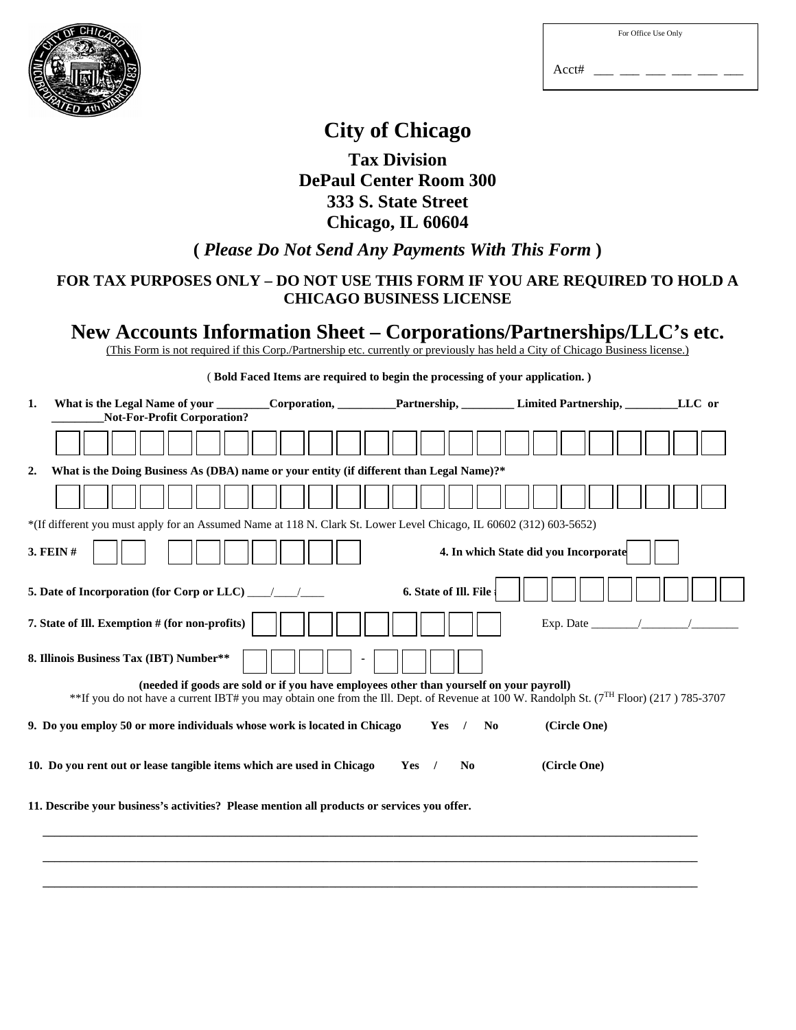For Office Use Only

Acct# ___ ___ ___ ___ ___ ___

# City of Chicago

## Tax Division
## DePaul Center Room 300
## 333 S. State Street
## Chicago, IL 60604

### ( *Please Do Not Send Any Payments With This Form* )

**FOR TAX PURPOSES ONLY – DO NOT USE THIS FORM IF YOU ARE REQUIRED TO HOLD A CHICAGO BUSINESS LICENSE**

## New Accounts Information Sheet – Corporations/Partnerships/LLC's etc.

(This Form is not required if this Corp./Partnership etc. currently or previously has held a City of Chicago Business license.)

( **Bold Faced Items are required to begin the processing of your application.** )

1. **What is the Legal Name of your _________Corporation, __________Partnership, _________ Limited Partnership, _________LLC or _________Not-For-Profit Corporation?**

   [ ][ ][ ][ ][ ][ ][ ][ ][ ][ ][ ][ ][ ][ ][ ][ ][ ][ ][ ][ ][ ][ ][ ][ ][ ]

2. **What is the Doing Business As (DBA) name or your entity (if different than Legal Name)?***

   [ ][ ][ ][ ][ ][ ][ ][ ][ ][ ][ ][ ][ ][ ][ ][ ][ ][ ][ ][ ][ ][ ][ ][ ][ ]

*(If different you must apply for an Assumed Name at 118 N. Clark St. Lower Level Chicago, IL 60602 (312) 603-5652)

**3. FEIN #** [ ][ ] [ ][ ][ ][ ][ ][ ][ ]    **4. In which State did you Incorporate** [ ][ ]

**5. Date of Incorporation (for Corp or LLC)** ____/____/____    **6. State of Ill. File #** [ ][ ][ ][ ][ ][ ][ ][ ][ ]

**7. State of Ill. Exemption # (for non-profits)** [ ][ ][ ][ ][ ][ ][ ][ ][ ]    Exp. Date ________/________/________

**8. Illinois Business Tax (IBT) Number**** [ ][ ][ ][ ] - [ ][ ][ ][ ]

**(needed if goods are sold or if you have employees other than yourself on your payroll)**

**If you do not have a current IBT# you may obtain one from the Ill. Dept. of Revenue at 100 W. Randolph St. (7TH Floor) (217 ) 785-3707

**9. Do you employ 50 or more individuals whose work is located in Chicago    Yes / No    (Circle One)**

**10. Do you rent out or lease tangible items which are used in Chicago    Yes / No    (Circle One)**

**11. Describe your business's activities? Please mention all products or services you offer.**

_____________________________________________________________________________

_____________________________________________________________________________

_____________________________________________________________________________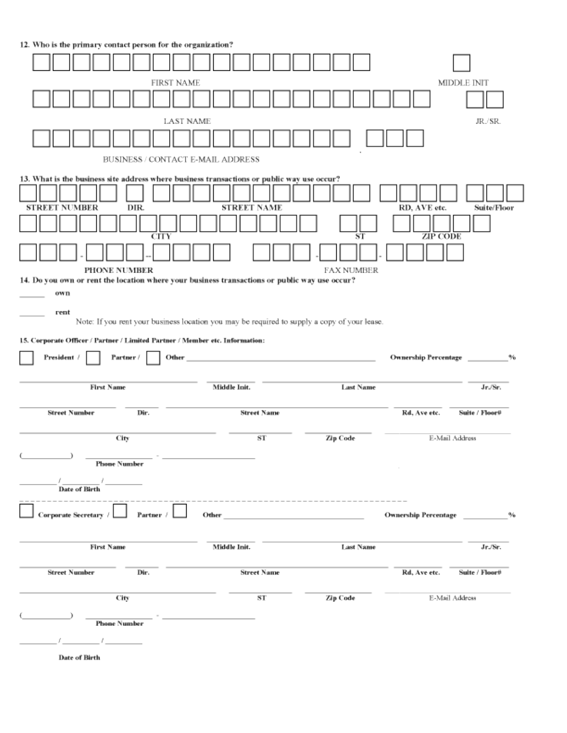**12. Who is the primary contact person for the organization?**

FIRST NAME ______________________ MIDDLE INIT ____

LAST NAME ______________________ JR./SR. ____

BUSINESS / CONTACT E-MAIL ADDRESS ______________________

**13. What is the business site address where business transactions or public way use occur?**

STREET NUMBER ______ DIR. ____ STREET NAME ______________________ RD, AVE etc. ______ Suite/Floor ______

CITY ______________________ ST ____ ZIP CODE ______

PHONE NUMBER ___ - ___ - ____ FAX NUMBER ___ - ___ - ____

**14. Do you own or rent the location where your business transactions or public way use occur?**

______ own

______ rent

Note: If you rent your business location you may be required to supply a copy of your lease.

**15. Corporate Officer / Partner / Limited Partner / Member etc. Information:**

☐ **President** / ☐ **Partner** / ☐ **Other** ______________________ **Ownership Percentage** __________%

**First Name** ______________ **Middle Init.** ______ **Last Name** ______________ **Jr./Sr.** ______

**Street Number** ______ **Dir.** ____ **Street Name** ______________ **Rd, Ave etc.** ______ **Suite / Floor#** ______

**City** ______________ **ST** ______ **Zip Code** ______ E-Mail Address ______________

(__________) __________ - __________
**Phone Number**

______ / ______ / ______
**Date of Birth**

---

☐ **Corporate Secretary** / ☐ **Partner** / ☐ **Other** ______________________ **Ownership Percentage** __________%

**First Name** ______________ **Middle Init.** ______ **Last Name** ______________ **Jr./Sr.** ______

**Street Number** ______ **Dir.** ____ **Street Name** ______________ **Rd, Ave etc.** ______ **Suite / Floor#** ______

**City** ______________ **ST** ______ **Zip Code** ______ E-Mail Address ______________

(__________) __________ - __________
**Phone Number**

______ / ______ / ______

**Date of Birth**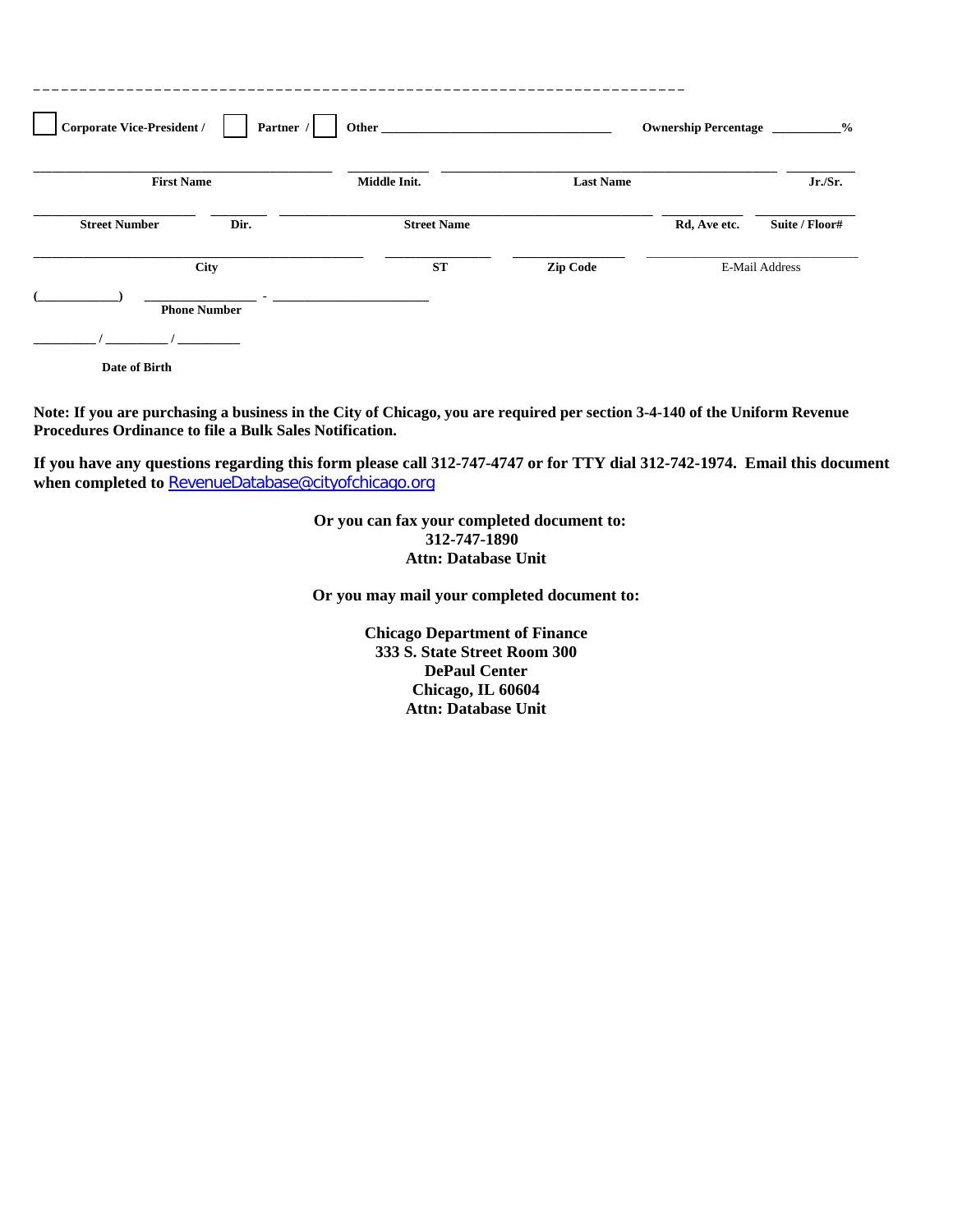\- - - - - - - - - - - - - - - - - - - - - - - - - - - - - - - - - - - - - - - - - - - - - - - - - - - - - - - - - - - - - - - - - - - - - - - -

☐ **Corporate Vice-President /** ☐ **Partner /** ☐ **Other** ______________________________ **Ownership Percentage** __________**%**

| | | | |
|---|---|---|---|
| ______________________ | __________ | ______________________ | __________ |
| **First Name** | **Middle Init.** | **Last Name** | **Jr./Sr.** |

| | | | | |
|---|---|---|---|---|
| ______________ | ________ | ______________________ | __________ | __________ |
| **Street Number** | **Dir.** | **Street Name** | **Rd, Ave etc.** | **Suite / Floor#** |

| | | | |
|---|---|---|---|
| ______________________ | __________ | __________ | ______________________ |
| **City** | **ST** | **Zip Code** | E-Mail Address |

(__________) ______________ - ____________________

**Phone Number**

_________ / _________ / _________

**Date of Birth**

**Note: If you are purchasing a business in the City of Chicago, you are required per section 3-4-140 of the Uniform Revenue Procedures Ordinance to file a Bulk Sales Notification.**

**If you have any questions regarding this form please call 312-747-4747 or for TTY dial 312-742-1974. Email this document when completed to** RevenueDatabase@cityofchicago.org

**Or you can fax your completed document to:**
**312-747-1890**
**Attn: Database Unit**

**Or you may mail your completed document to:**

**Chicago Department of Finance**
**333 S. State Street Room 300**
**DePaul Center**
**Chicago, IL 60604**
**Attn: Database Unit**